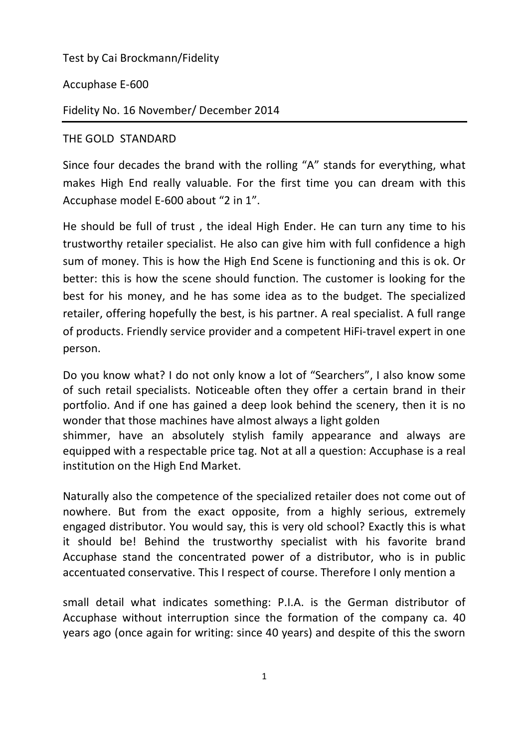Test by Cai Brockmann/Fidelity

Accuphase E-600

Fidelity No. 16 November/ December 2014

# THE GOLD STANDARD

Since four decades the brand with the rolling "A" stands for everything, what makes High End really valuable. For the first time you can dream with this Accuphase model E-600 about "2 in 1".

He should be full of trust , the ideal High Ender. He can turn any time to his trustworthy retailer specialist. He also can give him with full confidence a high sum of money. This is how the High End Scene is functioning and this is ok. Or better: this is how the scene should function. The customer is looking for the best for his money, and he has some idea as to the budget. The specialized retailer, offering hopefully the best, is his partner. A real specialist. A full range of products. Friendly service provider and a competent HiFi-travel expert in one person.

Do you know what? I do not only know a lot of "Searchers", I also know some of such retail specialists. Noticeable often they offer a certain brand in their portfolio. And if one has gained a deep look behind the scenery, then it is no wonder that those machines have almost always a light golden shimmer, have an absolutely stylish family appearance and always are equipped with a respectable price tag. Not at all a question: Accuphase is a real institution on the High End Market.

Naturally also the competence of the specialized retailer does not come out of nowhere. But from the exact opposite, from a highly serious, extremely engaged distributor. You would say, this is very old school? Exactly this is what it should be! Behind the trustworthy specialist with his favorite brand Accuphase stand the concentrated power of a distributor, who is in public accentuated conservative. This I respect of course. Therefore I only mention a small detail what indicates something: P.I.A. is the German distributor of Accuphase without interruption since the formation of the company ca. 40 years ago (once again for writing: since 40 years) and despite of this the sworn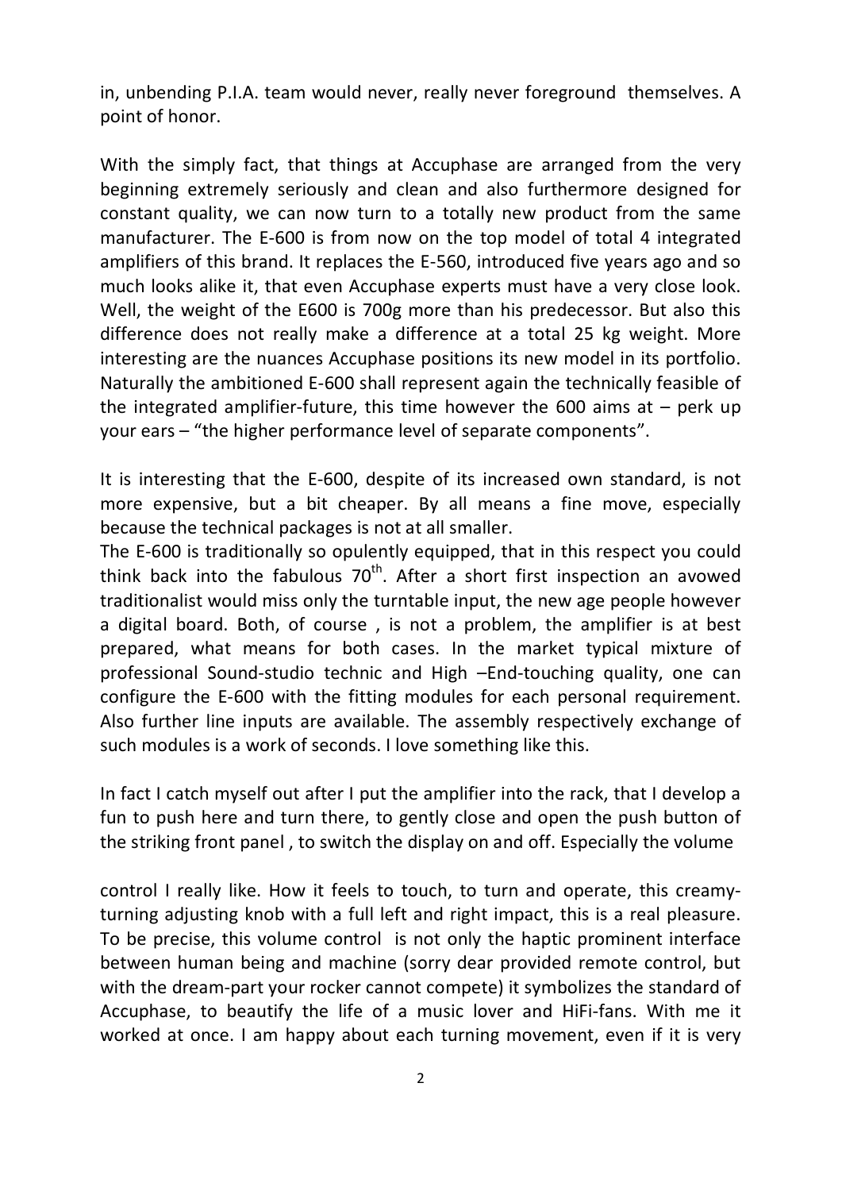in, unbending P.I.A. team would never, really never foreground themselves. A point of honor.

With the simply fact, that things at Accuphase are arranged from the very beginning extremely seriously and clean and also furthermore designed for constant quality, we can now turn to a totally new product from the same manufacturer. The E-600 is from now on the top model of total 4 integrated amplifiers of this brand. It replaces the E-560, introduced five years ago and so much looks alike it, that even Accuphase experts must have a very close look. Well, the weight of the E600 is 700g more than his predecessor. But also this difference does not really make a difference at a total 25 kg weight. More interesting are the nuances Accuphase positions its new model in its portfolio. Naturally the ambitioned E-600 shall represent again the technically feasible of the integrated amplifier-future, this time however the 600 aims at – perk up your ears – "the higher performance level of separate components".

It is interesting that the E-600, despite of its increased own standard, is not more expensive, but a bit cheaper. By all means a fine move, especially because the technical packages is not at all smaller.

The E-600 is traditionally so opulently equipped, that in this respect you could think back into the fabulous 70th. After a short first inspection an avowed traditionalist would miss only the turntable input, the new age people however a digital board. Both, of course , is not a problem, the amplifier is at best prepared, what means for both cases. In the market typical mixture of professional Sound-studio technic and High –End-touching quality, one can configure the E-600 with the fitting modules for each personal requirement. Also further line inputs are available. The assembly respectively exchange of such modules is a work of seconds. I love something like this.

In fact I catch myself out after I put the amplifier into the rack, that I develop a fun to push here and turn there, to gently close and open the push button of the striking front panel , to switch the display on and off. Especially the volume control I really like. How it feels to touch, to turn and operate, this creamy-turning adjusting knob with a full left and right impact, this is a real pleasure. To be precise, this volume control is not only the haptic prominent interface between human being and machine (sorry dear provided remote control, but with the dream-part your rocker cannot compete) it symbolizes the standard of Accuphase, to beautify the life of a music lover and HiFi-fans. With me it worked at once. I am happy about each turning movement, even if it is very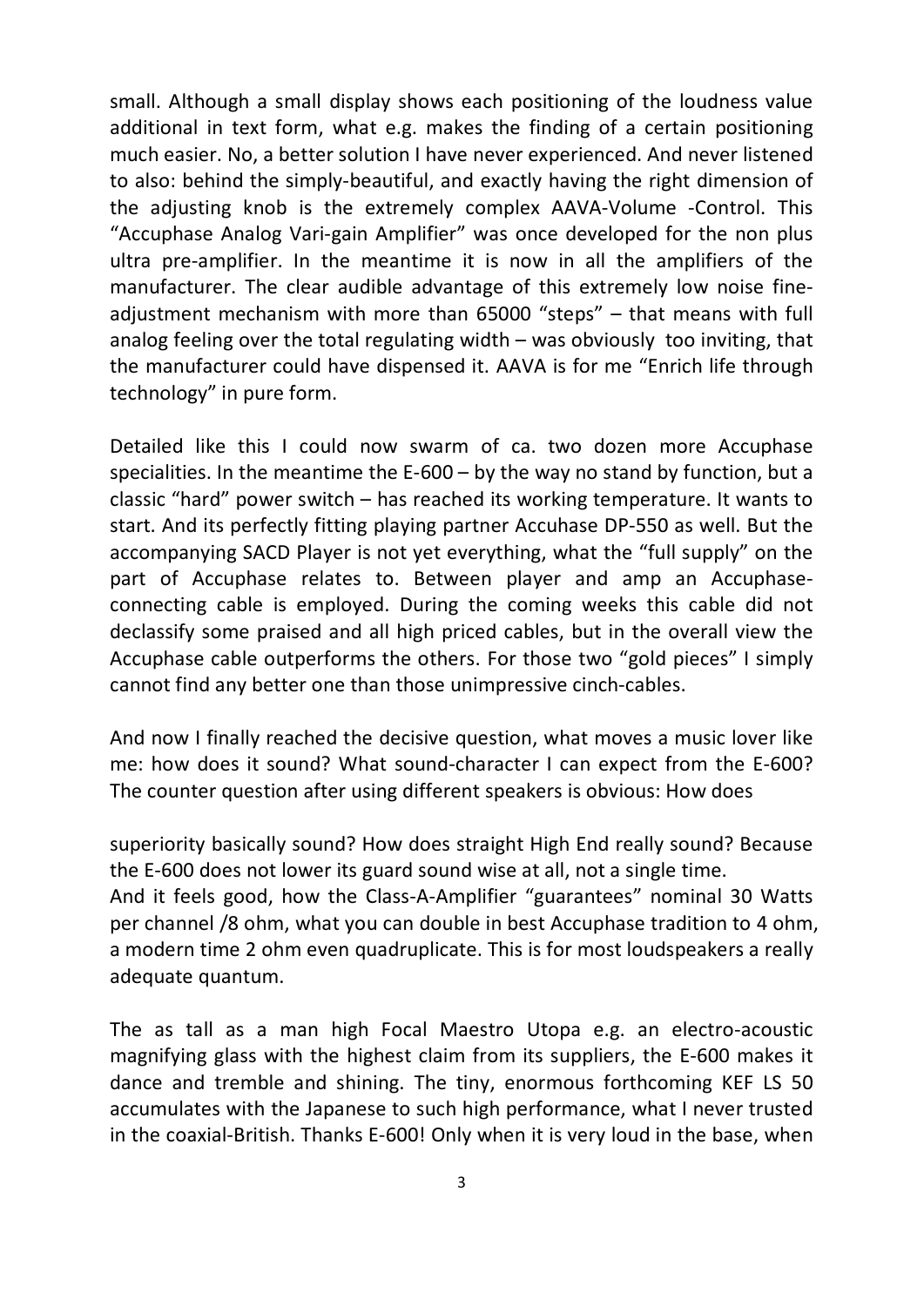small. Although a small display shows each positioning of the loudness value additional in text form, what e.g. makes the finding of a certain positioning much easier. No, a better solution I have never experienced. And never listened to also: behind the simply-beautiful, and exactly having the right dimension of the adjusting knob is the extremely complex AAVA-Volume -Control. This "Accuphase Analog Vari-gain Amplifier" was once developed for the non plus ultra pre-amplifier. In the meantime it is now in all the amplifiers of the manufacturer. The clear audible advantage of this extremely low noise fine-adjustment mechanism with more than 65000 "steps" – that means with full analog feeling over the total regulating width – was obviously too inviting, that the manufacturer could have dispensed it. AAVA is for me "Enrich life through technology" in pure form.

Detailed like this I could now swarm of ca. two dozen more Accuphase specialities. In the meantime the E-600 – by the way no stand by function, but a classic "hard" power switch – has reached its working temperature. It wants to start. And its perfectly fitting playing partner Accuhase DP-550 as well. But the accompanying SACD Player is not yet everything, what the "full supply" on the part of Accuphase relates to. Between player and amp an Accuphase-connecting cable is employed. During the coming weeks this cable did not declassify some praised and all high priced cables, but in the overall view the Accuphase cable outperforms the others. For those two "gold pieces" I simply cannot find any better one than those unimpressive cinch-cables.

And now I finally reached the decisive question, what moves a music lover like me: how does it sound? What sound-character I can expect from the E-600? The counter question after using different speakers is obvious: How does superiority basically sound? How does straight High End really sound? Because the E-600 does not lower its guard sound wise at all, not a single time.
And it feels good, how the Class-A-Amplifier "guarantees" nominal 30 Watts per channel /8 ohm, what you can double in best Accuphase tradition to 4 ohm, a modern time 2 ohm even quadruplicate. This is for most loudspeakers a really adequate quantum.

The as tall as a man high Focal Maestro Utopa e.g. an electro-acoustic magnifying glass with the highest claim from its suppliers, the E-600 makes it dance and tremble and shining. The tiny, enormous forthcoming KEF LS 50 accumulates with the Japanese to such high performance, what I never trusted in the coaxial-British. Thanks E-600! Only when it is very loud in the base, when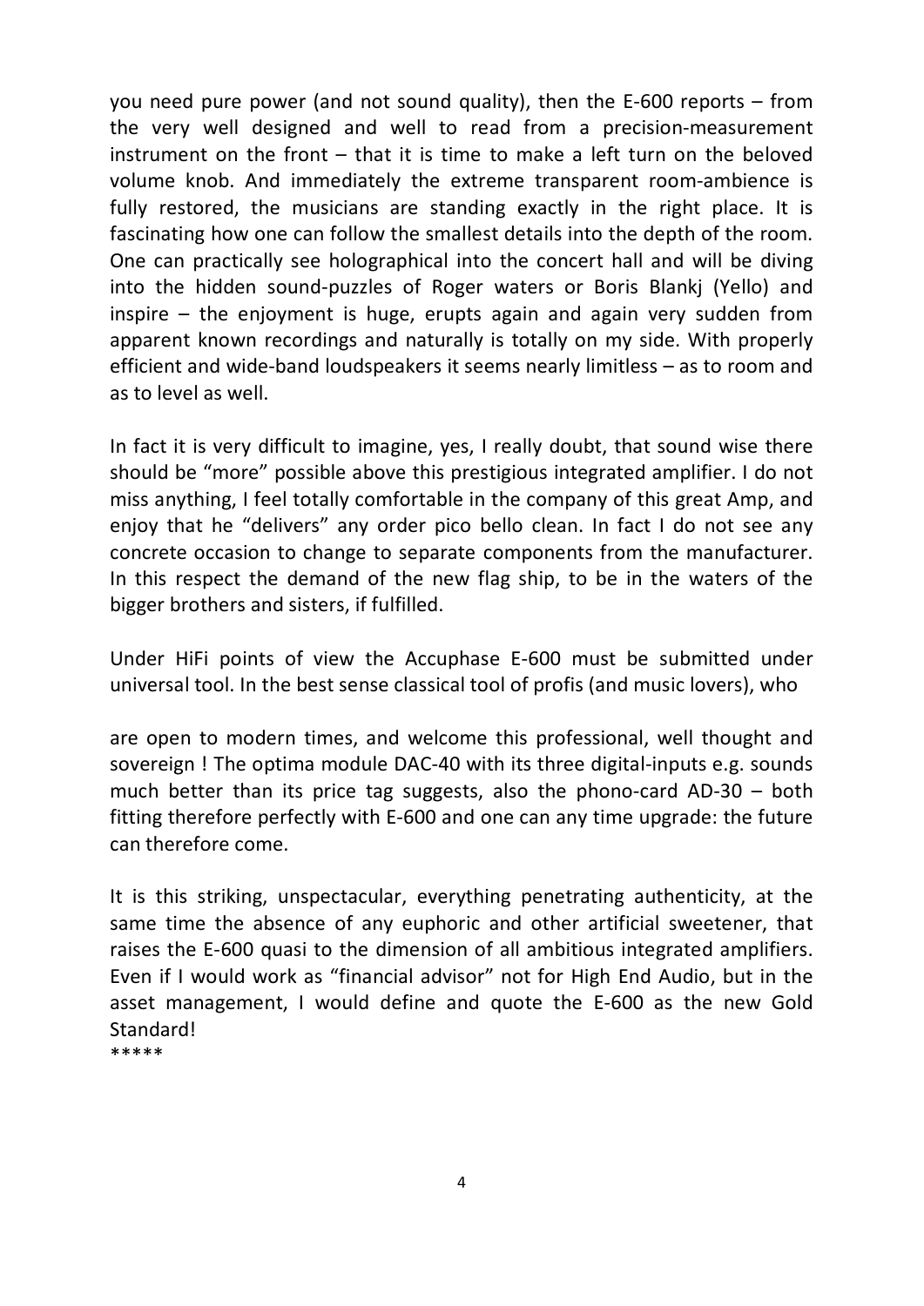you need pure power (and not sound quality), then the E-600 reports – from the very well designed and well to read from a precision-measurement instrument on the front – that it is time to make a left turn on the beloved volume knob. And immediately the extreme transparent room-ambience is fully restored, the musicians are standing exactly in the right place. It is fascinating how one can follow the smallest details into the depth of the room. One can practically see holographical into the concert hall and will be diving into the hidden sound-puzzles of Roger waters or Boris Blankj (Yello) and inspire – the enjoyment is huge, erupts again and again very sudden from apparent known recordings and naturally is totally on my side. With properly efficient and wide-band loudspeakers it seems nearly limitless – as to room and as to level as well.

In fact it is very difficult to imagine, yes, I really doubt, that sound wise there should be "more" possible above this prestigious integrated amplifier. I do not miss anything, I feel totally comfortable in the company of this great Amp, and enjoy that he "delivers" any order pico bello clean. In fact I do not see any concrete occasion to change to separate components from the manufacturer. In this respect the demand of the new flag ship, to be in the waters of the bigger brothers and sisters, if fulfilled.

Under HiFi points of view the Accuphase E-600 must be submitted under universal tool. In the best sense classical tool of profis (and music lovers), who

are open to modern times, and welcome this professional, well thought and sovereign ! The optima module DAC-40 with its three digital-inputs e.g. sounds much better than its price tag suggests, also the phono-card AD-30 – both fitting therefore perfectly with E-600 and one can any time upgrade: the future can therefore come.

It is this striking, unspectacular, everything penetrating authenticity, at the same time the absence of any euphoric and other artificial sweetener, that raises the E-600 quasi to the dimension of all ambitious integrated amplifiers. Even if I would work as "financial advisor" not for High End Audio, but in the asset management, I would define and quote the E-600 as the new Gold Standard!

*****